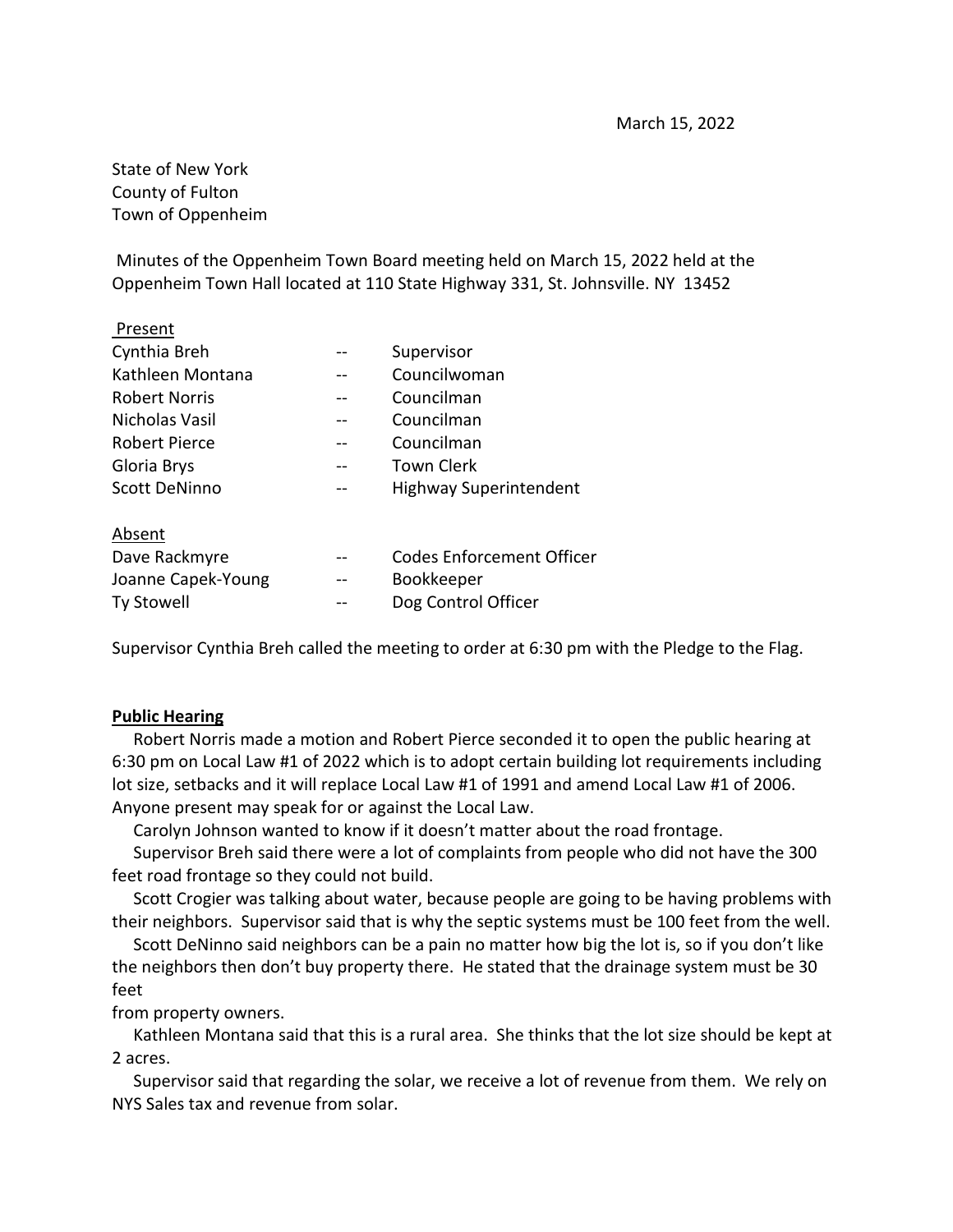March 15, 2022

State of New York
County of Fulton
Town of Oppenheim

Minutes of the Oppenheim Town Board meeting held on March 15, 2022 held at the Oppenheim Town Hall located at 110 State Highway 331, St. Johnsville. NY 13452

Present

| | | |
|---|---|---|
| Cynthia Breh | -- | Supervisor |
| Kathleen Montana | -- | Councilwoman |
| Robert Norris | -- | Councilman |
| Nicholas Vasil | -- | Councilman |
| Robert Pierce | -- | Councilman |
| Gloria Brys | -- | Town Clerk |
| Scott DeNinno | -- | Highway Superintendent |

Absent

| | | |
|---|---|---|
| Dave Rackmyre | -- | Codes Enforcement Officer |
| Joanne Capek-Young | -- | Bookkeeper |
| Ty Stowell | -- | Dog Control Officer |

Supervisor Cynthia Breh called the meeting to order at 6:30 pm with the Pledge to the Flag.

**Public Hearing**

Robert Norris made a motion and Robert Pierce seconded it to open the public hearing at 6:30 pm on Local Law #1 of 2022 which is to adopt certain building lot requirements including lot size, setbacks and it will replace Local Law #1 of 1991 and amend Local Law #1 of 2006. Anyone present may speak for or against the Local Law.

Carolyn Johnson wanted to know if it doesn't matter about the road frontage.

Supervisor Breh said there were a lot of complaints from people who did not have the 300 feet road frontage so they could not build.

Scott Crogier was talking about water, because people are going to be having problems with their neighbors. Supervisor said that is why the septic systems must be 100 feet from the well.

Scott DeNinno said neighbors can be a pain no matter how big the lot is, so if you don't like the neighbors then don't buy property there. He stated that the drainage system must be 30 feet from property owners.

Kathleen Montana said that this is a rural area. She thinks that the lot size should be kept at 2 acres.

Supervisor said that regarding the solar, we receive a lot of revenue from them. We rely on NYS Sales tax and revenue from solar.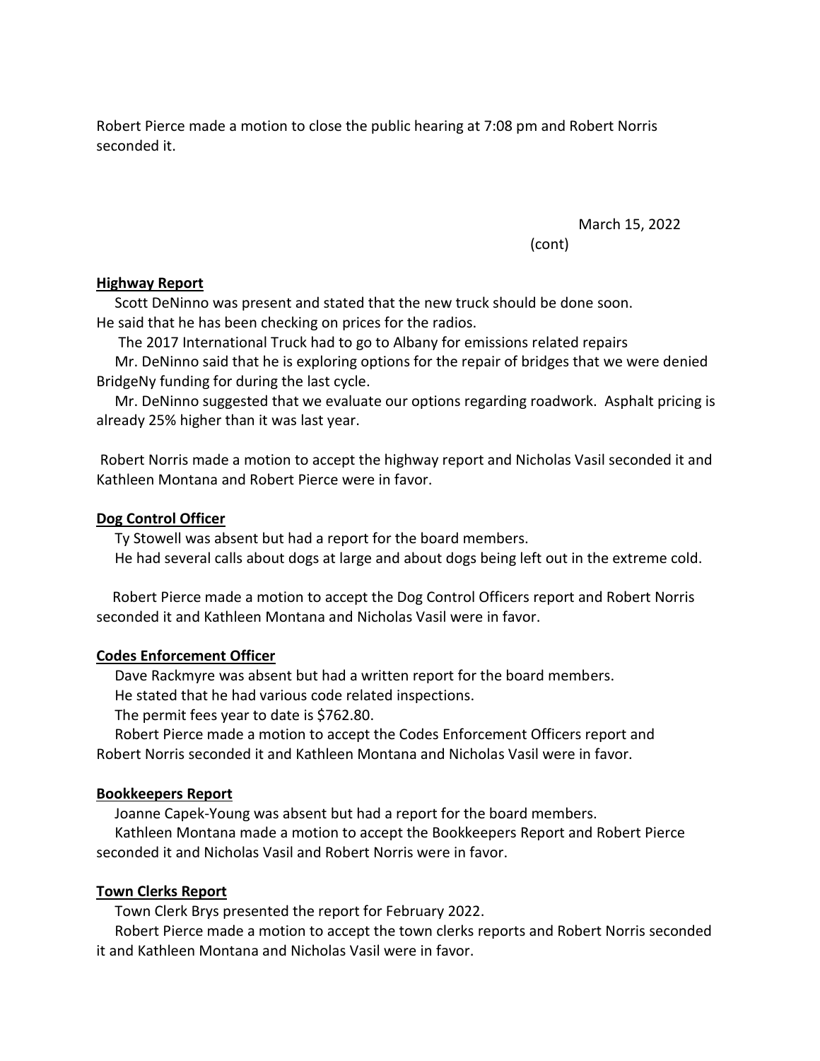Robert Pierce made a motion to close the public hearing at 7:08 pm and Robert Norris seconded it.

March 15, 2022
(cont)

**Highway Report**

Scott DeNinno was present and stated that the new truck should be done soon. He said that he has been checking on prices for the radios.

The 2017 International Truck had to go to Albany for emissions related repairs

Mr. DeNinno said that he is exploring options for the repair of bridges that we were denied BridgeNy funding for during the last cycle.

Mr. DeNinno suggested that we evaluate our options regarding roadwork. Asphalt pricing is already 25% higher than it was last year.

Robert Norris made a motion to accept the highway report and Nicholas Vasil seconded it and Kathleen Montana and Robert Pierce were in favor.

**Dog Control Officer**

Ty Stowell was absent but had a report for the board members.

He had several calls about dogs at large and about dogs being left out in the extreme cold.

Robert Pierce made a motion to accept the Dog Control Officers report and Robert Norris seconded it and Kathleen Montana and Nicholas Vasil were in favor.

**Codes Enforcement Officer**

Dave Rackmyre was absent but had a written report for the board members.

He stated that he had various code related inspections.

The permit fees year to date is $762.80.

Robert Pierce made a motion to accept the Codes Enforcement Officers report and Robert Norris seconded it and Kathleen Montana and Nicholas Vasil were in favor.

**Bookkeepers Report**

Joanne Capek-Young was absent but had a report for the board members.

Kathleen Montana made a motion to accept the Bookkeepers Report and Robert Pierce seconded it and Nicholas Vasil and Robert Norris were in favor.

**Town Clerks Report**

Town Clerk Brys presented the report for February 2022.

Robert Pierce made a motion to accept the town clerks reports and Robert Norris seconded it and Kathleen Montana and Nicholas Vasil were in favor.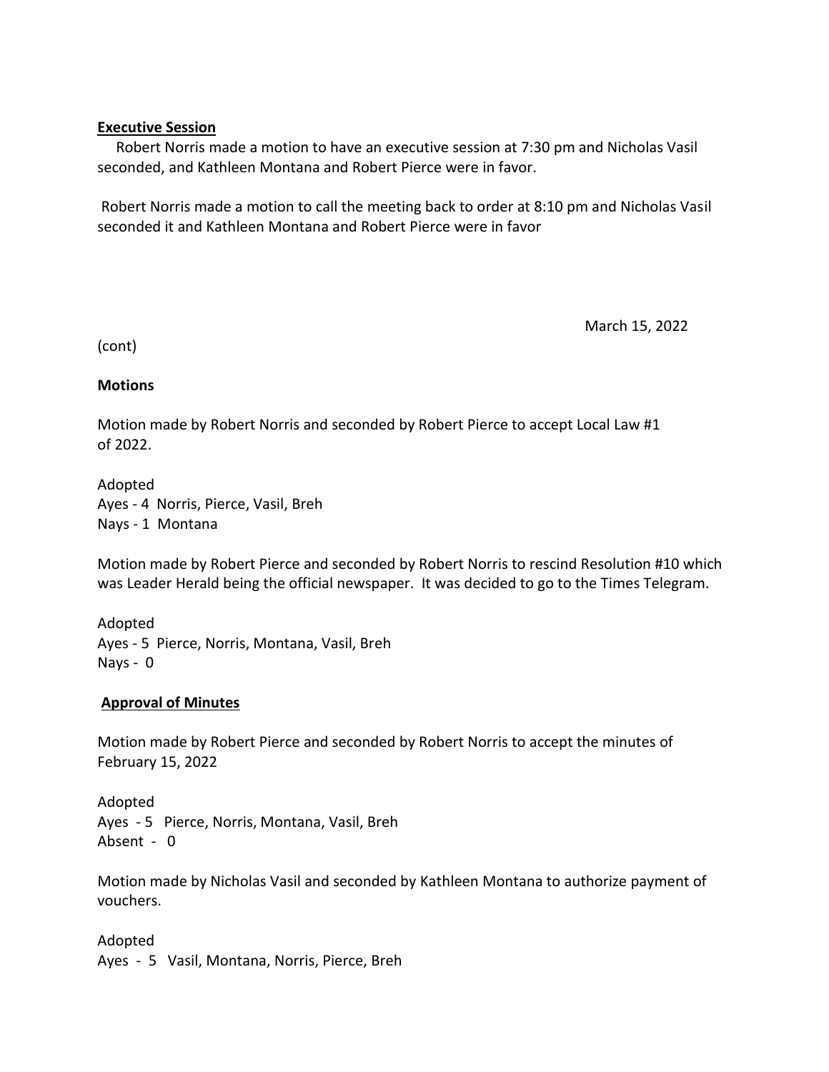**Executive Session**

Robert Norris made a motion to have an executive session at 7:30 pm and Nicholas Vasil seconded, and Kathleen Montana and Robert Pierce were in favor.

Robert Norris made a motion to call the meeting back to order at 8:10 pm and Nicholas Vasil seconded it and Kathleen Montana and Robert Pierce were in favor

March 15, 2022

(cont)

**Motions**

Motion made by Robert Norris and seconded by Robert Pierce to accept Local Law #1 of 2022.

Adopted
Ayes - 4 Norris, Pierce, Vasil, Breh
Nays - 1 Montana

Motion made by Robert Pierce and seconded by Robert Norris to rescind Resolution #10 which was Leader Herald being the official newspaper. It was decided to go to the Times Telegram.

Adopted
Ayes - 5 Pierce, Norris, Montana, Vasil, Breh
Nays - 0

**Approval of Minutes**

Motion made by Robert Pierce and seconded by Robert Norris to accept the minutes of February 15, 2022

Adopted
Ayes - 5 Pierce, Norris, Montana, Vasil, Breh
Absent - 0

Motion made by Nicholas Vasil and seconded by Kathleen Montana to authorize payment of vouchers.

Adopted
Ayes - 5 Vasil, Montana, Norris, Pierce, Breh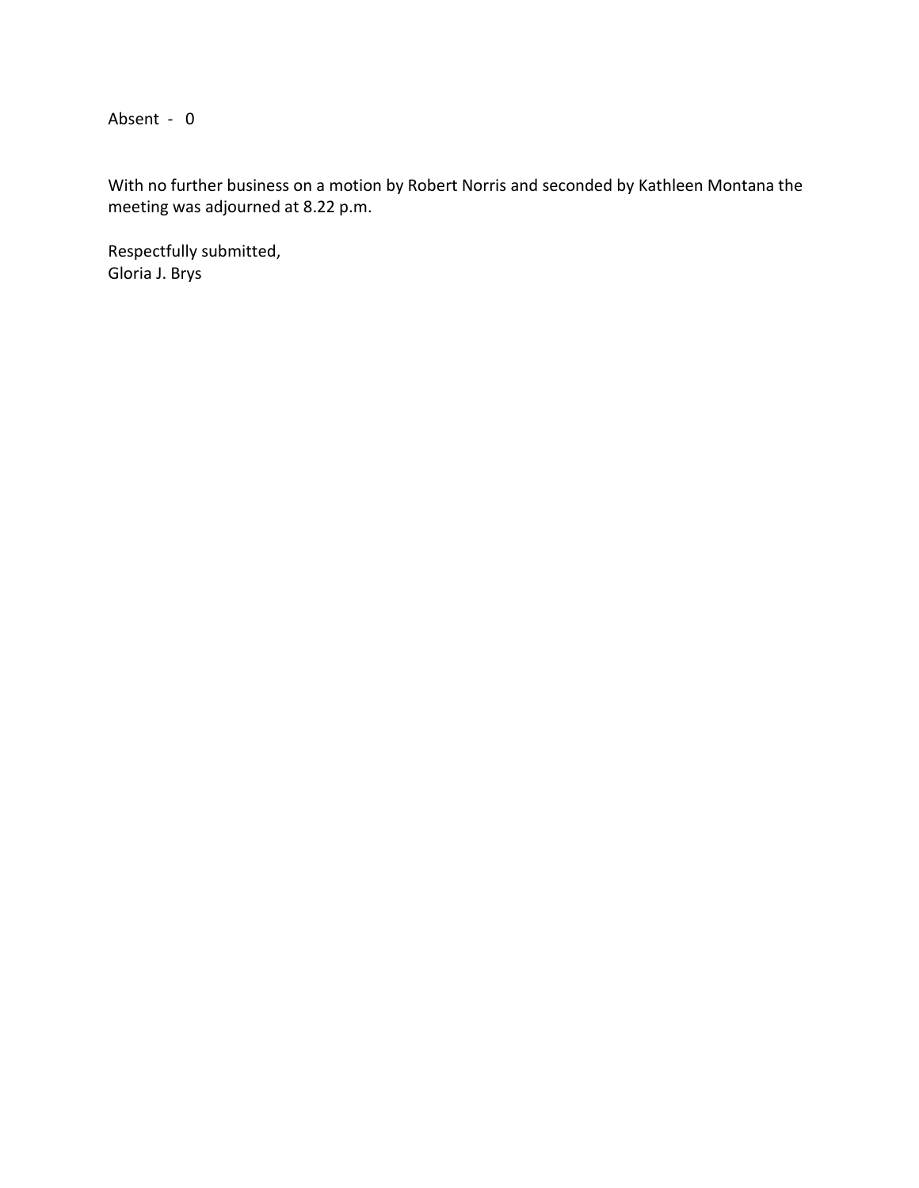Absent - 0

With no further business on a motion by Robert Norris and seconded by Kathleen Montana the meeting was adjourned at 8.22 p.m.

Respectfully submitted,
Gloria J. Brys